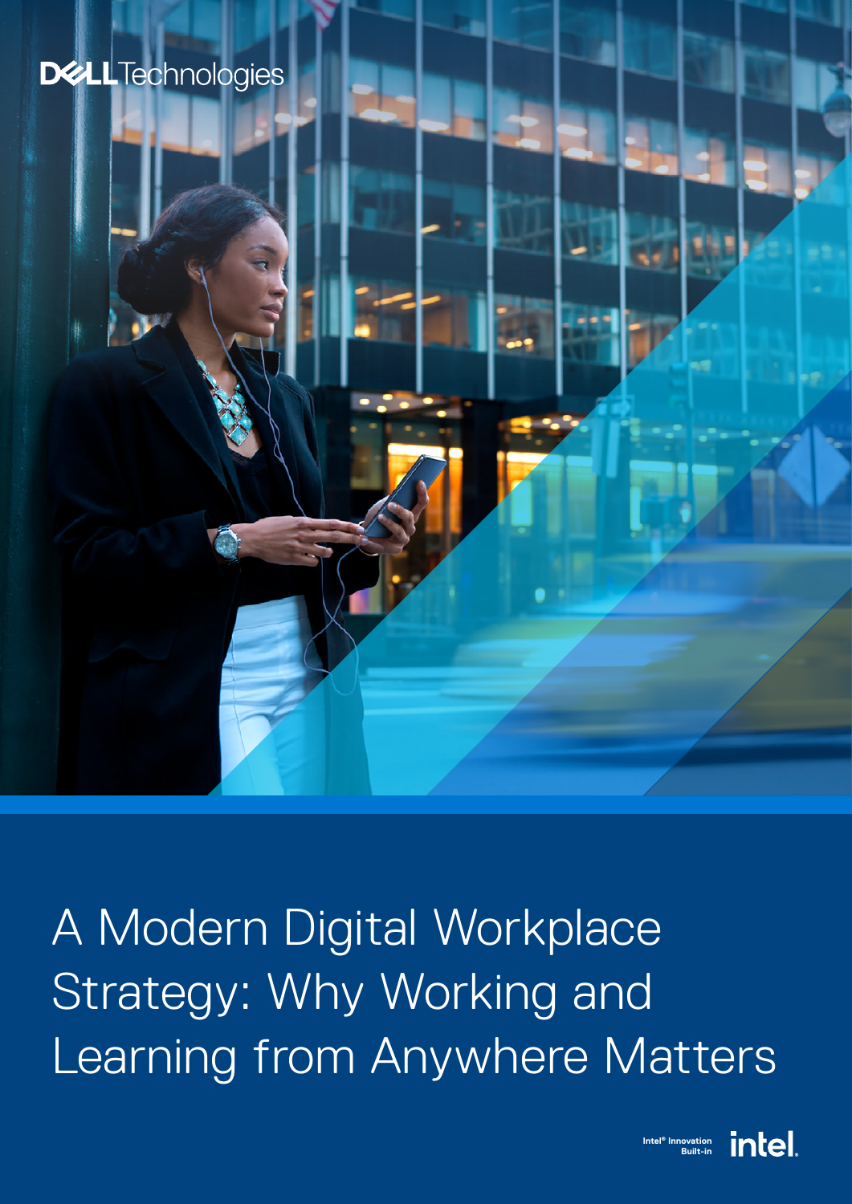DELL Technologies

# A Modern Digital Workplace Strategy: Why Working and Learning from Anywhere Matters

Intel® Innovation Built-in

intel.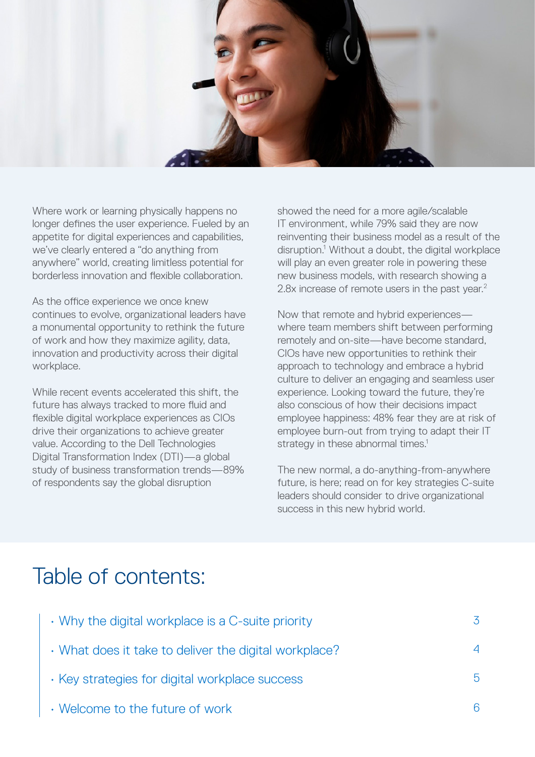Where work or learning physically happens no longer defines the user experience. Fueled by an appetite for digital experiences and capabilities, we've clearly entered a "do anything from anywhere" world, creating limitless potential for borderless innovation and flexible collaboration.

As the office experience we once knew continues to evolve, organizational leaders have a monumental opportunity to rethink the future of work and how they maximize agility, data, innovation and productivity across their digital workplace.

While recent events accelerated this shift, the future has always tracked to more fluid and flexible digital workplace experiences as CIOs drive their organizations to achieve greater value. According to the Dell Technologies Digital Transformation Index (DTI)—a global study of business transformation trends—89% of respondents say the global disruption showed the need for a more agile/scalable IT environment, while 79% said they are now reinventing their business model as a result of the disruption.[1] Without a doubt, the digital workplace will play an even greater role in powering these new business models, with research showing a 2.8x increase of remote users in the past year.[2]

Now that remote and hybrid experiences—where team members shift between performing remotely and on-site—have become standard, CIOs have new opportunities to rethink their approach to technology and embrace a hybrid culture to deliver an engaging and seamless user experience. Looking toward the future, they're also conscious of how their decisions impact employee happiness: 48% fear they are at risk of employee burn-out from trying to adapt their IT strategy in these abnormal times.[1]

The new normal, a do-anything-from-anywhere future, is here; read on for key strategies C-suite leaders should consider to drive organizational success in this new hybrid world.

# Table of contents:

- Why the digital workplace is a C-suite priority — 3
- What does it take to deliver the digital workplace? — 4
- Key strategies for digital workplace success — 5
- Welcome to the future of work — 6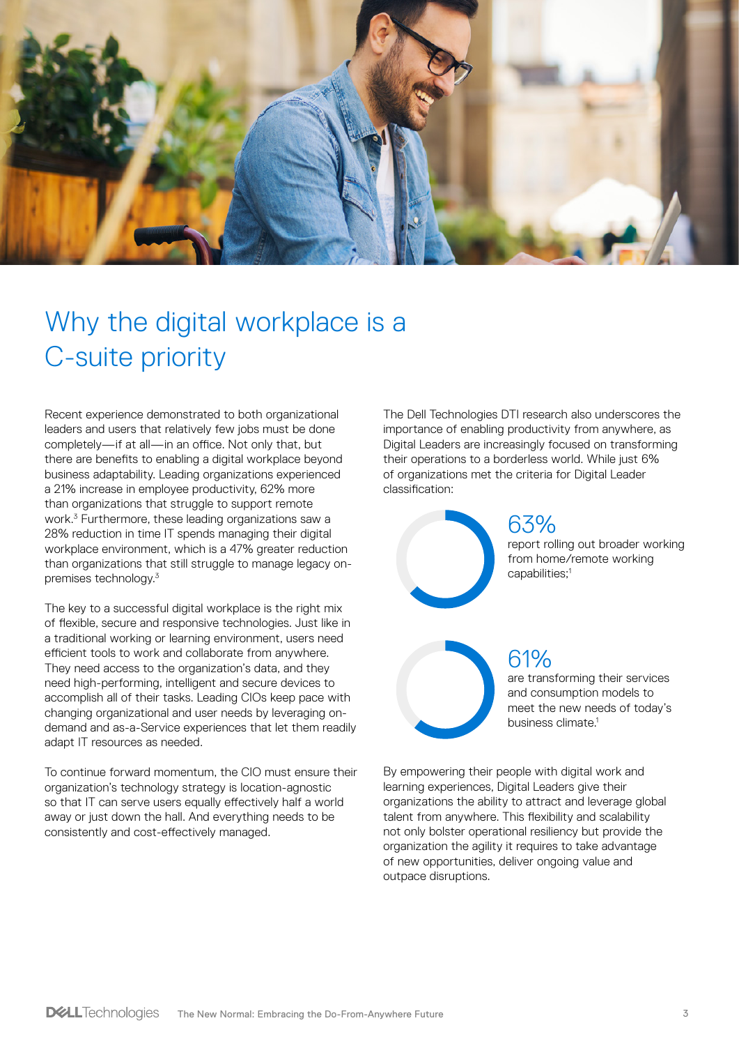# Why the digital workplace is a C-suite priority

Recent experience demonstrated to both organizational leaders and users that relatively few jobs must be done completely—if at all—in an office. Not only that, but there are benefits to enabling a digital workplace beyond business adaptability. Leading organizations experienced a 21% increase in employee productivity, 62% more than organizations that struggle to support remote work.[3] Furthermore, these leading organizations saw a 28% reduction in time IT spends managing their digital workplace environment, which is a 47% greater reduction than organizations that still struggle to manage legacy on-premises technology.[3]

The key to a successful digital workplace is the right mix of flexible, secure and responsive technologies. Just like in a traditional working or learning environment, users need efficient tools to work and collaborate from anywhere. They need access to the organization's data, and they need high-performing, intelligent and secure devices to accomplish all of their tasks. Leading CIOs keep pace with changing organizational and user needs by leveraging on-demand and as-a-Service experiences that let them readily adapt IT resources as needed.

To continue forward momentum, the CIO must ensure their organization's technology strategy is location-agnostic so that IT can serve users equally effectively half a world away or just down the hall. And everything needs to be consistently and cost-effectively managed.

The Dell Technologies DTI research also underscores the importance of enabling productivity from anywhere, as Digital Leaders are increasingly focused on transforming their operations to a borderless world. While just 6% of organizations met the criteria for Digital Leader classification:

**63%** report rolling out broader working from home/remote working capabilities;[1]

**61%** are transforming their services and consumption models to meet the new needs of today's business climate.[1]

By empowering their people with digital work and learning experiences, Digital Leaders give their organizations the ability to attract and leverage global talent from anywhere. This flexibility and scalability not only bolster operational resiliency but provide the organization the agility it requires to take advantage of new opportunities, deliver ongoing value and outpace disruptions.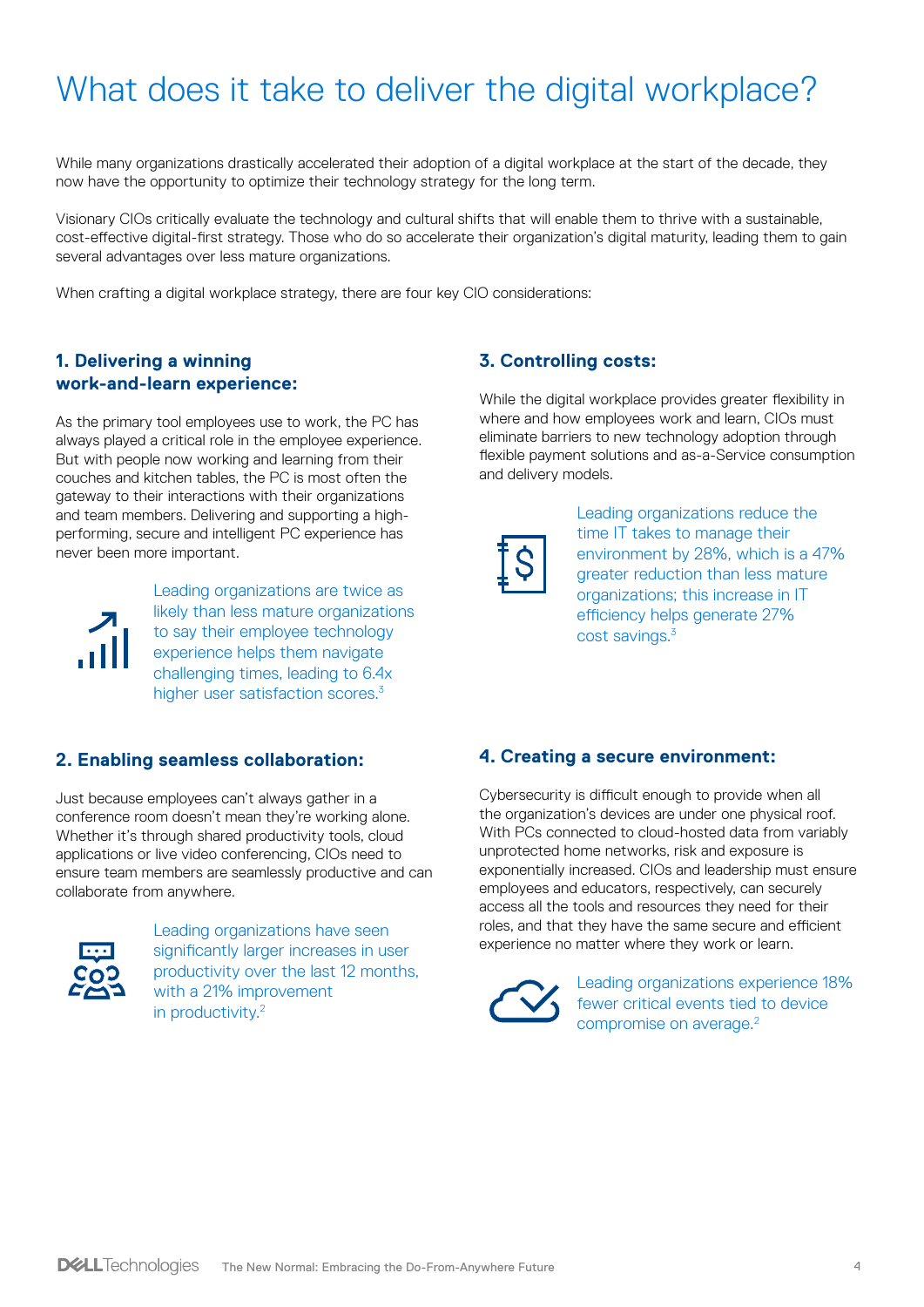# What does it take to deliver the digital workplace?

While many organizations drastically accelerated their adoption of a digital workplace at the start of the decade, they now have the opportunity to optimize their technology strategy for the long term.

Visionary CIOs critically evaluate the technology and cultural shifts that will enable them to thrive with a sustainable, cost-effective digital-first strategy. Those who do so accelerate their organization's digital maturity, leading them to gain several advantages over less mature organizations.

When crafting a digital workplace strategy, there are four key CIO considerations:

### 1. Delivering a winning work-and-learn experience:

As the primary tool employees use to work, the PC has always played a critical role in the employee experience. But with people now working and learning from their couches and kitchen tables, the PC is most often the gateway to their interactions with their organizations and team members. Delivering and supporting a high-performing, secure and intelligent PC experience has never been more important.

Leading organizations are twice as likely than less mature organizations to say their employee technology experience helps them navigate challenging times, leading to 6.4x higher user satisfaction scores.[3]

### 2. Enabling seamless collaboration:

Just because employees can't always gather in a conference room doesn't mean they're working alone. Whether it's through shared productivity tools, cloud applications or live video conferencing, CIOs need to ensure team members are seamlessly productive and can collaborate from anywhere.

Leading organizations have seen significantly larger increases in user productivity over the last 12 months, with a 21% improvement in productivity.[2]

### 3. Controlling costs:

While the digital workplace provides greater flexibility in where and how employees work and learn, CIOs must eliminate barriers to new technology adoption through flexible payment solutions and as-a-Service consumption and delivery models.

Leading organizations reduce the time IT takes to manage their environment by 28%, which is a 47% greater reduction than less mature organizations; this increase in IT efficiency helps generate 27% cost savings.[3]

### 4. Creating a secure environment:

Cybersecurity is difficult enough to provide when all the organization's devices are under one physical roof. With PCs connected to cloud-hosted data from variably unprotected home networks, risk and exposure is exponentially increased. CIOs and leadership must ensure employees and educators, respectively, can securely access all the tools and resources they need for their roles, and that they have the same secure and efficient experience no matter where they work or learn.

Leading organizations experience 18% fewer critical events tied to device compromise on average.[2]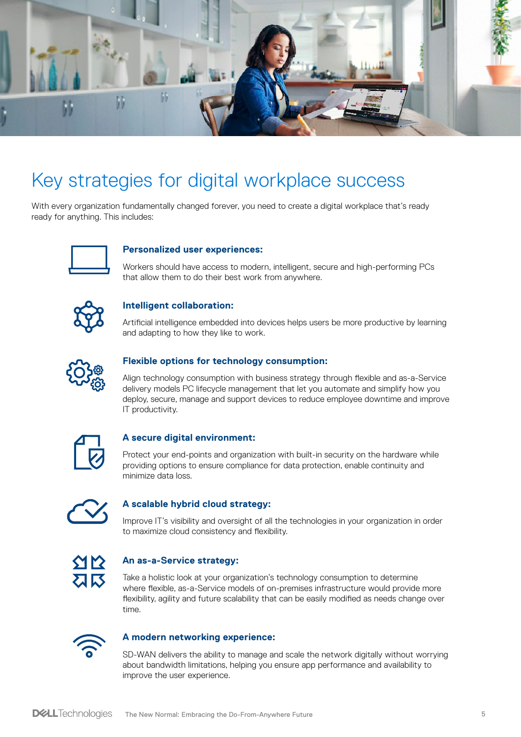# Key strategies for digital workplace success

With every organization fundamentally changed forever, you need to create a digital workplace that's ready ready for anything. This includes:

**Personalized user experiences:**

Workers should have access to modern, intelligent, secure and high-performing PCs that allow them to do their best work from anywhere.

**Intelligent collaboration:**

Artificial intelligence embedded into devices helps users be more productive by learning and adapting to how they like to work.

**Flexible options for technology consumption:**

Align technology consumption with business strategy through flexible and as-a-Service delivery models PC lifecycle management that let you automate and simplify how you deploy, secure, manage and support devices to reduce employee downtime and improve IT productivity.

**A secure digital environment:**

Protect your end-points and organization with built-in security on the hardware while providing options to ensure compliance for data protection, enable continuity and minimize data loss.

**A scalable hybrid cloud strategy:**

Improve IT's visibility and oversight of all the technologies in your organization in order to maximize cloud consistency and flexibility.

**An as-a-Service strategy:**

Take a holistic look at your organization's technology consumption to determine where flexible, as-a-Service models of on-premises infrastructure would provide more flexibility, agility and future scalability that can be easily modified as needs change over time.

**A modern networking experience:**

SD-WAN delivers the ability to manage and scale the network digitally without worrying about bandwidth limitations, helping you ensure app performance and availability to improve the user experience.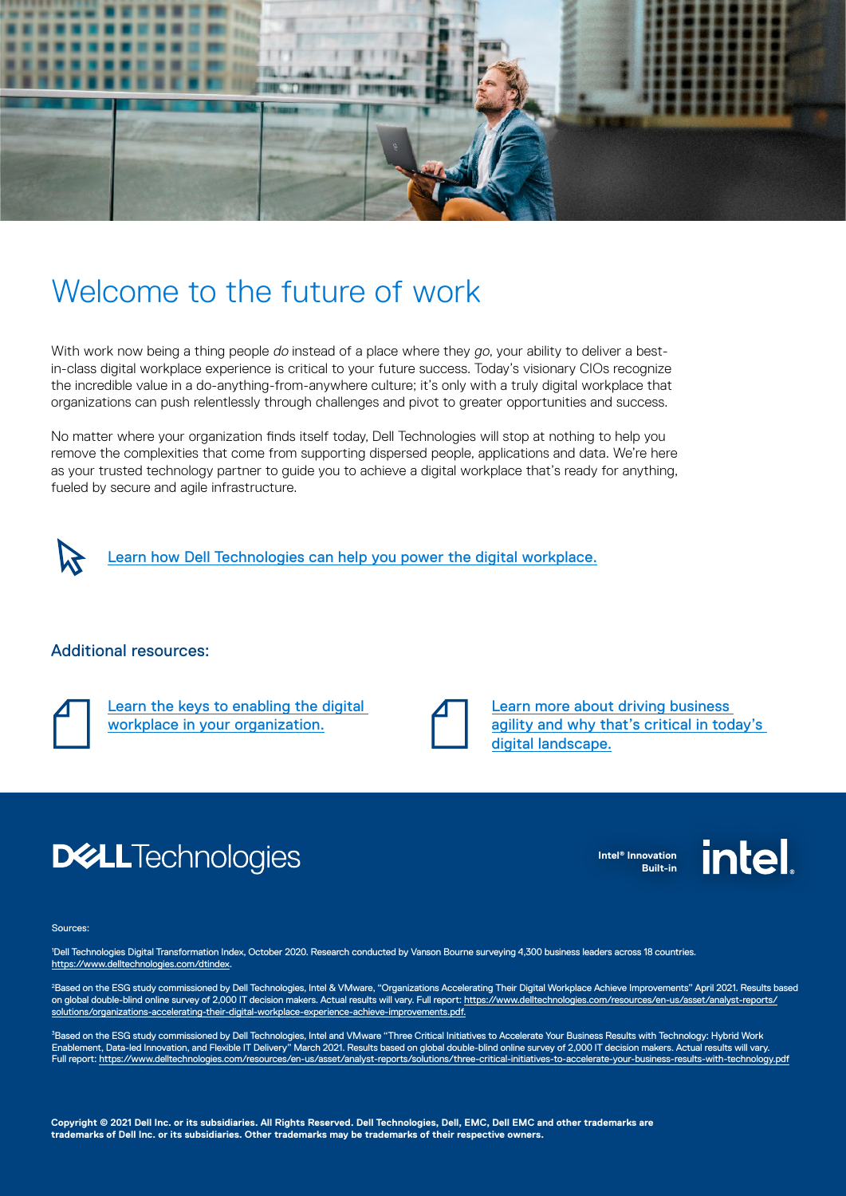# Welcome to the future of work

With work now being a thing people *do* instead of a place where they *go*, your ability to deliver a best-in-class digital workplace experience is critical to your future success. Today's visionary CIOs recognize the incredible value in a do-anything-from-anywhere culture; it's only with a truly digital workplace that organizations can push relentlessly through challenges and pivot to greater opportunities and success.

No matter where your organization finds itself today, Dell Technologies will stop at nothing to help you remove the complexities that come from supporting dispersed people, applications and data. We're here as your trusted technology partner to guide you to achieve a digital workplace that's ready for anything, fueled by secure and agile infrastructure.

Learn how Dell Technologies can help you power the digital workplace.

## Additional resources:

Learn the keys to enabling the digital workplace in your organization.

Learn more about driving business agility and why that's critical in today's digital landscape.

DELL Technologies

Intel® Innovation Built-in

intel.

Sources:

[1]Dell Technologies Digital Transformation Index, October 2020. Research conducted by Vanson Bourne surveying 4,300 business leaders across 18 countries. https://www.delltechnologies.com/dtindex.

[2]Based on the ESG study commissioned by Dell Technologies, Intel & VMware, "Organizations Accelerating Their Digital Workplace Achieve Improvements" April 2021. Results based on global double-blind online survey of 2,000 IT decision makers. Actual results will vary. Full report: https://www.delltechnologies.com/resources/en-us/asset/analyst-reports/solutions/organizations-accelerating-their-digital-workplace-experience-achieve-improvements.pdf.

[3]Based on the ESG study commissioned by Dell Technologies, Intel and VMware "Three Critical Initiatives to Accelerate Your Business Results with Technology: Hybrid Work Enablement, Data-led Innovation, and Flexible IT Delivery" March 2021. Results based on global double-blind online survey of 2,000 IT decision makers. Actual results will vary. Full report: https://www.delltechnologies.com/resources/en-us/asset/analyst-reports/solutions/three-critical-initiatives-to-accelerate-your-business-results-with-technology.pdf

**Copyright © 2021 Dell Inc. or its subsidiaries. All Rights Reserved. Dell Technologies, Dell, EMC, Dell EMC and other trademarks are trademarks of Dell Inc. or its subsidiaries. Other trademarks may be trademarks of their respective owners.**